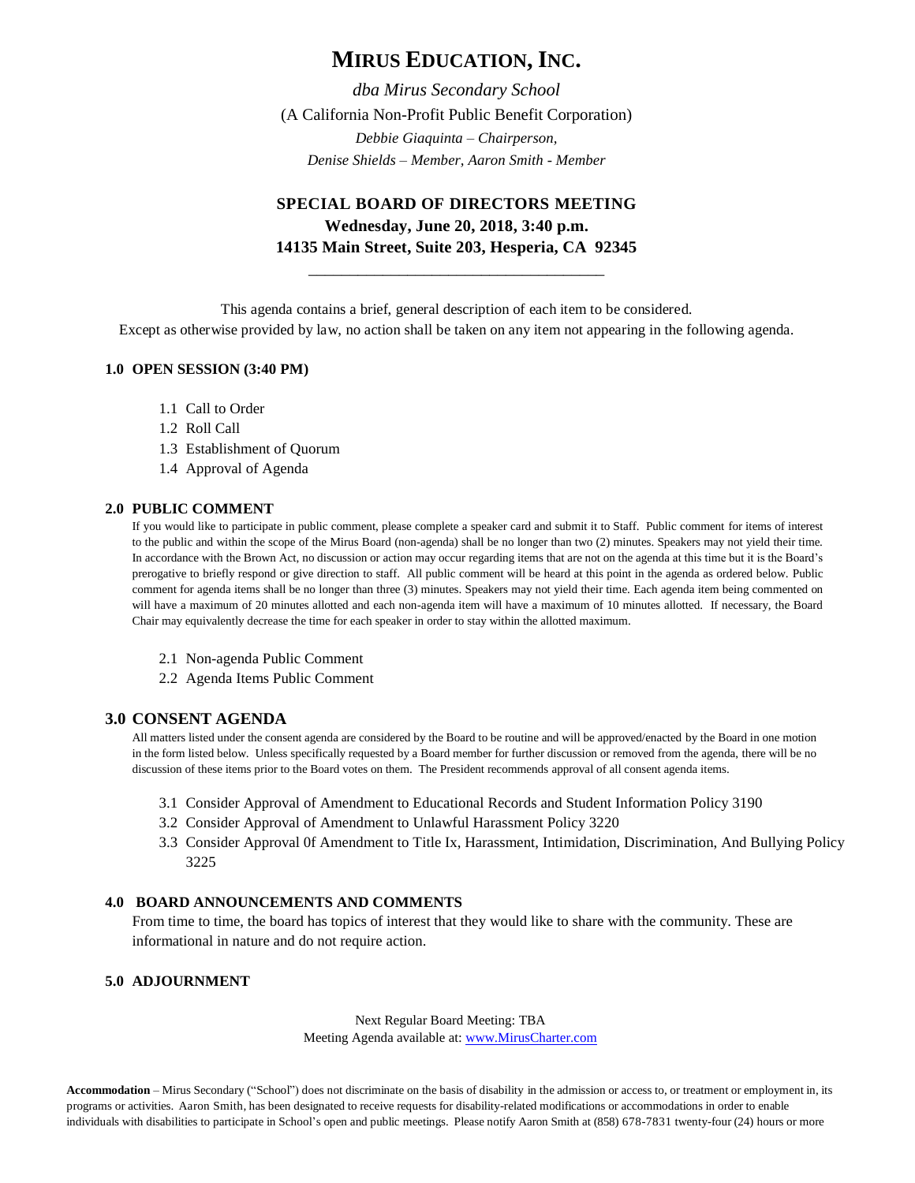# MIRUS EDUCATION, INC.

*dba Mirus Secondary School*

(A California Non-Profit Public Benefit Corporation)

*Debbie Giaquinta – Chairperson,*

*Denise Shields – Member, Aaron Smith - Member*

## SPECIAL BOARD OF DIRECTORS MEETING

**Wednesday, June 20, 2018, 3:40 p.m.**

**14135 Main Street, Suite 203, Hesperia, CA 92345**

---

This agenda contains a brief, general description of each item to be considered.
Except as otherwise provided by law, no action shall be taken on any item not appearing in the following agenda.

### 1.0 OPEN SESSION (3:40 PM)

1.1 Call to Order
1.2 Roll Call
1.3 Establishment of Quorum
1.4 Approval of Agenda

### 2.0 PUBLIC COMMENT

If you would like to participate in public comment, please complete a speaker card and submit it to Staff. Public comment for items of interest to the public and within the scope of the Mirus Board (non-agenda) shall be no longer than two (2) minutes. Speakers may not yield their time. In accordance with the Brown Act, no discussion or action may occur regarding items that are not on the agenda at this time but it is the Board's prerogative to briefly respond or give direction to staff. All public comment will be heard at this point in the agenda as ordered below. Public comment for agenda items shall be no longer than three (3) minutes. Speakers may not yield their time. Each agenda item being commented on will have a maximum of 20 minutes allotted and each non-agenda item will have a maximum of 10 minutes allotted. If necessary, the Board Chair may equivalently decrease the time for each speaker in order to stay within the allotted maximum.

2.1 Non-agenda Public Comment
2.2 Agenda Items Public Comment

### 3.0 CONSENT AGENDA

All matters listed under the consent agenda are considered by the Board to be routine and will be approved/enacted by the Board in one motion in the form listed below. Unless specifically requested by a Board member for further discussion or removed from the agenda, there will be no discussion of these items prior to the Board votes on them. The President recommends approval of all consent agenda items.

3.1 Consider Approval of Amendment to Educational Records and Student Information Policy 3190
3.2 Consider Approval of Amendment to Unlawful Harassment Policy 3220
3.3 Consider Approval 0f Amendment to Title Ix, Harassment, Intimidation, Discrimination, And Bullying Policy 3225

### 4.0 BOARD ANNOUNCEMENTS AND COMMENTS

From time to time, the board has topics of interest that they would like to share with the community. These are informational in nature and do not require action.

### 5.0 ADJOURNMENT

Next Regular Board Meeting: TBA
Meeting Agenda available at: www.MirusCharter.com

**Accommodation** – Mirus Secondary ("School") does not discriminate on the basis of disability in the admission or access to, or treatment or employment in, its programs or activities. Aaron Smith, has been designated to receive requests for disability-related modifications or accommodations in order to enable individuals with disabilities to participate in School's open and public meetings. Please notify Aaron Smith at (858) 678-7831 twenty-four (24) hours or more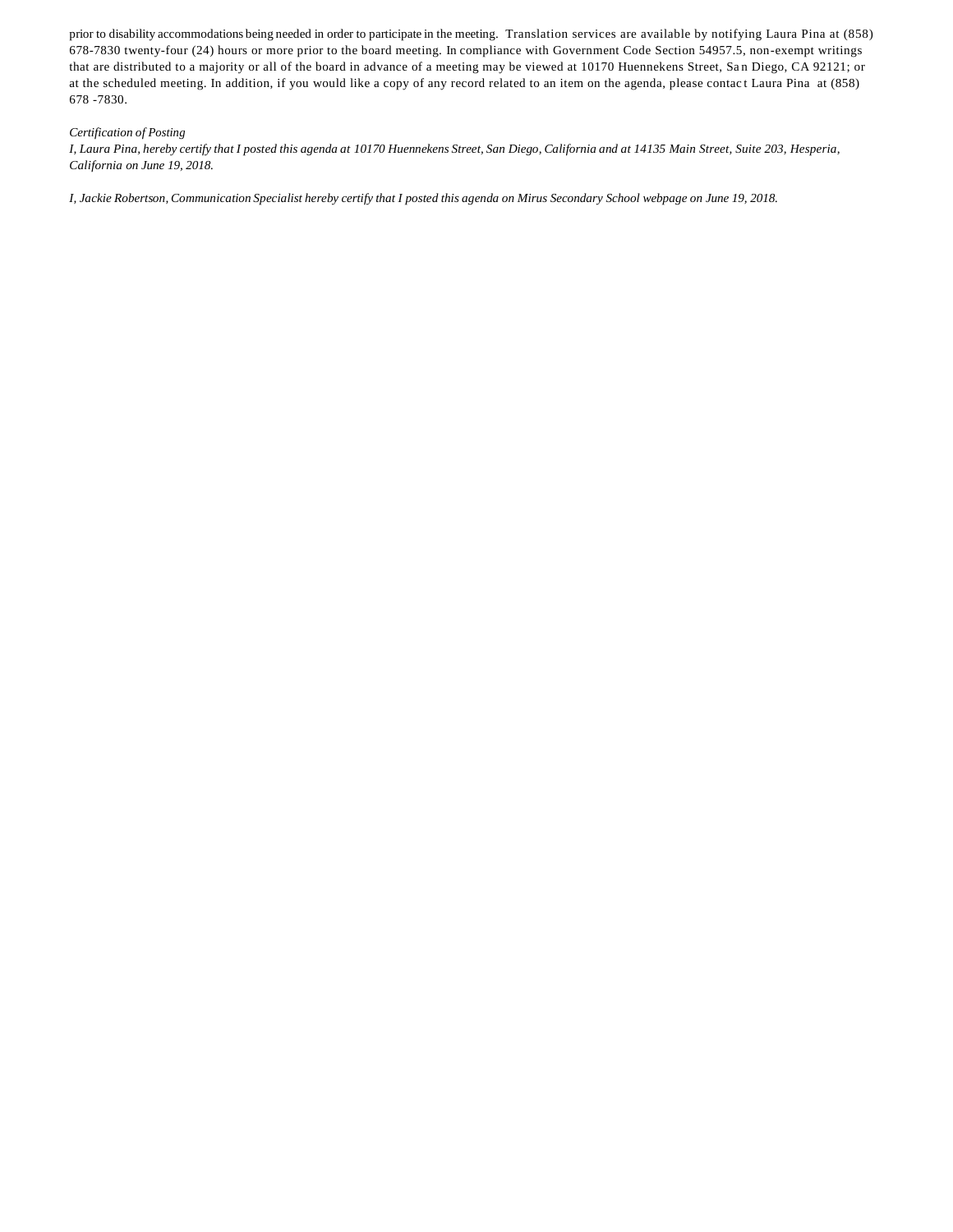prior to disability accommodations being needed in order to participate in the meeting. Translation services are available by notifying Laura Pina at (858) 678-7830 twenty-four (24) hours or more prior to the board meeting. In compliance with Government Code Section 54957.5, non-exempt writings that are distributed to a majority or all of the board in advance of a meeting may be viewed at 10170 Huennekens Street, San Diego, CA 92121; or at the scheduled meeting. In addition, if you would like a copy of any record related to an item on the agenda, please contact Laura Pina at (858) 678 -7830.

*Certification of Posting*

*I, Laura Pina, hereby certify that I posted this agenda at 10170 Huennekens Street, San Diego, California and at 14135 Main Street, Suite 203, Hesperia, California on June 19, 2018.*

*I, Jackie Robertson, Communication Specialist hereby certify that I posted this agenda on Mirus Secondary School webpage on June 19, 2018.*